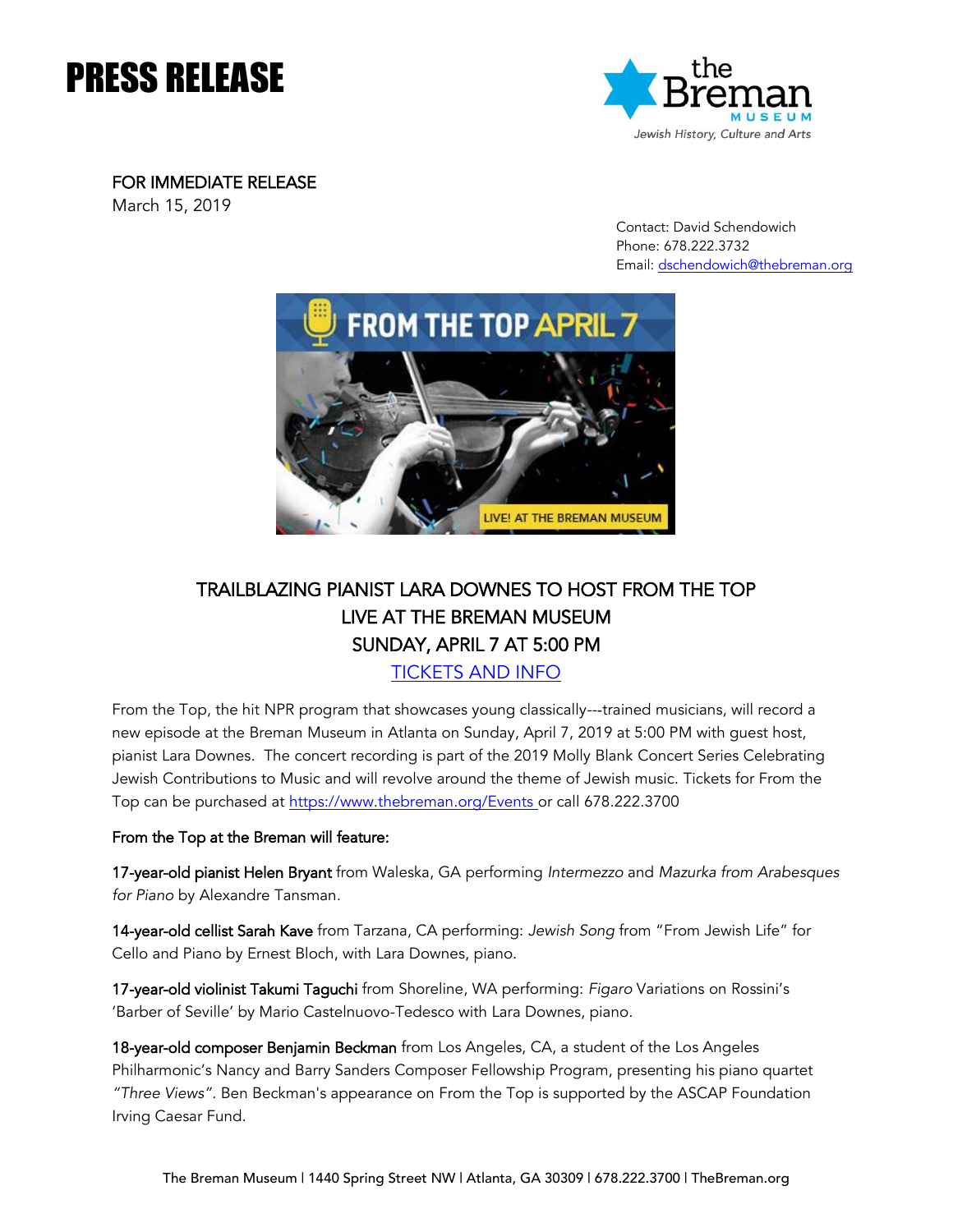# PRESS RELEASE

the Breman MUSEUM
Jewish History, Culture and Arts

FOR IMMEDIATE RELEASE
March 15, 2019

Contact: David Schendowich
Phone: 678.222.3732
Email: dschendowich@thebreman.org

## TRAILBLAZING PIANIST LARA DOWNES TO HOST FROM THE TOP LIVE AT THE BREMAN MUSEUM SUNDAY, APRIL 7 AT 5:00 PM

TICKETS AND INFO

From the Top, the hit NPR program that showcases young classically---trained musicians, will record a new episode at the Breman Museum in Atlanta on Sunday, April 7, 2019 at 5:00 PM with guest host, pianist Lara Downes. The concert recording is part of the 2019 Molly Blank Concert Series Celebrating Jewish Contributions to Music and will revolve around the theme of Jewish music. Tickets for From the Top can be purchased at https://www.thebreman.org/Events or call 678.222.3700

From the Top at the Breman will feature:

**17-year-old pianist Helen Bryant** from Waleska, GA performing *Intermezzo* and *Mazurka from Arabesques for Piano* by Alexandre Tansman.

**14-year-old cellist Sarah Kave** from Tarzana, CA performing: *Jewish Song* from "From Jewish Life" for Cello and Piano by Ernest Bloch, with Lara Downes, piano.

**17-year-old violinist Takumi Taguchi** from Shoreline, WA performing: *Figaro* Variations on Rossini's 'Barber of Seville' by Mario Castelnuovo-Tedesco with Lara Downes, piano.

**18-year-old composer Benjamin Beckman** from Los Angeles, CA, a student of the Los Angeles Philharmonic's Nancy and Barry Sanders Composer Fellowship Program, presenting his piano quartet *"Three Views"*. Ben Beckman's appearance on From the Top is supported by the ASCAP Foundation Irving Caesar Fund.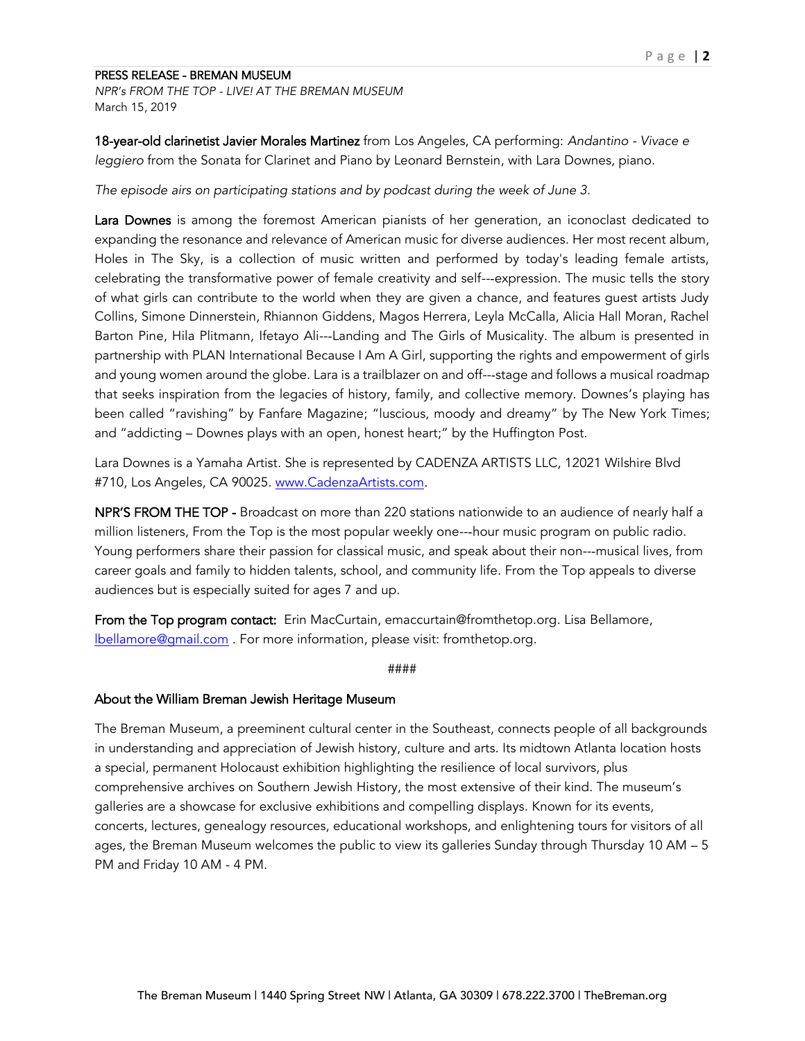PRESS RELEASE - BREMAN MUSEUM
*NPR's FROM THE TOP - LIVE! AT THE BREMAN MUSEUM*
March 15, 2019

**18-year-old clarinetist Javier Morales Martinez** from Los Angeles, CA performing: *Andantino - Vivace e leggiero* from the Sonata for Clarinet and Piano by Leonard Bernstein, with Lara Downes, piano.

*The episode airs on participating stations and by podcast during the week of June 3.*

**Lara Downes** is among the foremost American pianists of her generation, an iconoclast dedicated to expanding the resonance and relevance of American music for diverse audiences. Her most recent album, Holes in The Sky, is a collection of music written and performed by today's leading female artists, celebrating the transformative power of female creativity and self---expression. The music tells the story of what girls can contribute to the world when they are given a chance, and features guest artists Judy Collins, Simone Dinnerstein, Rhiannon Giddens, Magos Herrera, Leyla McCalla, Alicia Hall Moran, Rachel Barton Pine, Hila Plitmann, Ifetayo Ali---Landing and The Girls of Musicality. The album is presented in partnership with PLAN International Because I Am A Girl, supporting the rights and empowerment of girls and young women around the globe. Lara is a trailblazer on and off---stage and follows a musical roadmap that seeks inspiration from the legacies of history, family, and collective memory. Downes's playing has been called "ravishing" by Fanfare Magazine; "luscious, moody and dreamy" by The New York Times; and "addicting – Downes plays with an open, honest heart;" by the Huffington Post.

Lara Downes is a Yamaha Artist. She is represented by CADENZA ARTISTS LLC, 12021 Wilshire Blvd #710, Los Angeles, CA 90025. [www.CadenzaArtists.com](http://www.CadenzaArtists.com).

**NPR'S FROM THE TOP -** Broadcast on more than 220 stations nationwide to an audience of nearly half a million listeners, From the Top is the most popular weekly one---hour music program on public radio. Young performers share their passion for classical music, and speak about their non---musical lives, from career goals and family to hidden talents, school, and community life. From the Top appeals to diverse audiences but is especially suited for ages 7 and up.

**From the Top program contact:** Erin MacCurtain, emaccurtain@fromthetop.org. Lisa Bellamore, [lbellamore@gmail.com](mailto:lbellamore@gmail.com) . For more information, please visit: fromthetop.org.

####

## About the William Breman Jewish Heritage Museum

The Breman Museum, a preeminent cultural center in the Southeast, connects people of all backgrounds in understanding and appreciation of Jewish history, culture and arts. Its midtown Atlanta location hosts a special, permanent Holocaust exhibition highlighting the resilience of local survivors, plus comprehensive archives on Southern Jewish History, the most extensive of their kind. The museum's galleries are a showcase for exclusive exhibitions and compelling displays. Known for its events, concerts, lectures, genealogy resources, educational workshops, and enlightening tours for visitors of all ages, the Breman Museum welcomes the public to view its galleries Sunday through Thursday 10 AM – 5 PM and Friday 10 AM - 4 PM.